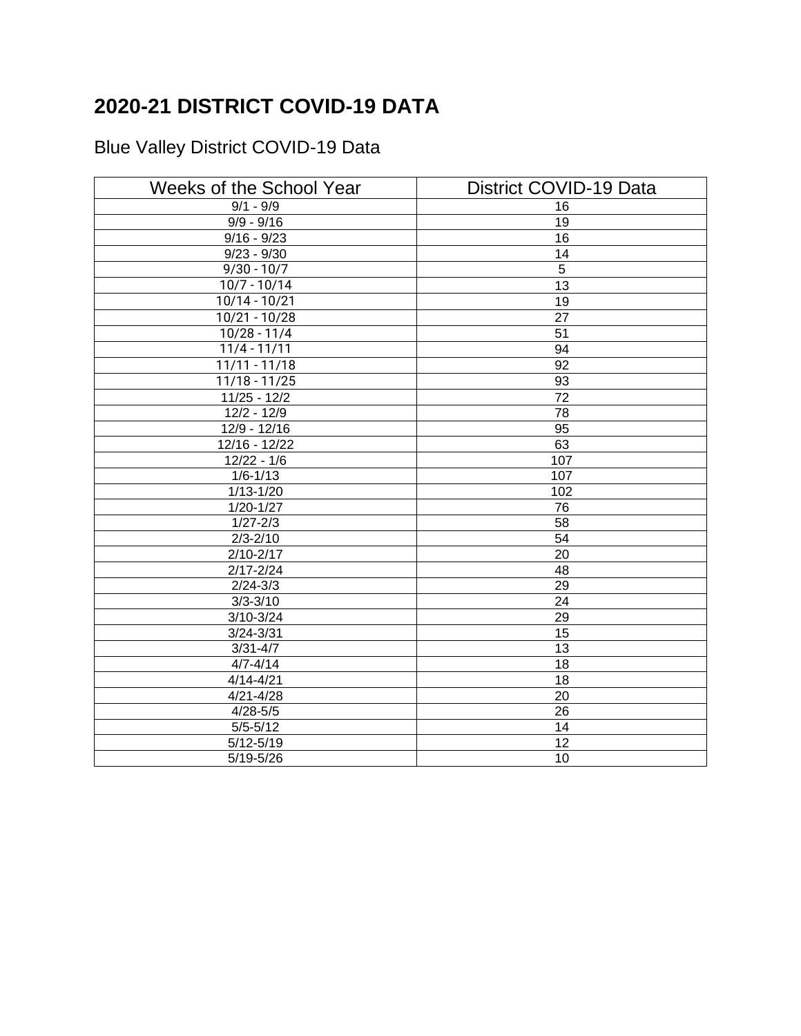# 2020-21 DISTRICT COVID-19 DATA

Blue Valley District COVID-19 Data

| Weeks of the School Year | District COVID-19 Data |
|---|---|
| 9/1 - 9/9 | 16 |
| 9/9 - 9/16 | 19 |
| 9/16 - 9/23 | 16 |
| 9/23 - 9/30 | 14 |
| 9/30 - 10/7 | 5 |
| 10/7 - 10/14 | 13 |
| 10/14 - 10/21 | 19 |
| 10/21 - 10/28 | 27 |
| 10/28 - 11/4 | 51 |
| 11/4 - 11/11 | 94 |
| 11/11 - 11/18 | 92 |
| 11/18 - 11/25 | 93 |
| 11/25 - 12/2 | 72 |
| 12/2 - 12/9 | 78 |
| 12/9 - 12/16 | 95 |
| 12/16 - 12/22 | 63 |
| 12/22 - 1/6 | 107 |
| 1/6-1/13 | 107 |
| 1/13-1/20 | 102 |
| 1/20-1/27 | 76 |
| 1/27-2/3 | 58 |
| 2/3-2/10 | 54 |
| 2/10-2/17 | 20 |
| 2/17-2/24 | 48 |
| 2/24-3/3 | 29 |
| 3/3-3/10 | 24 |
| 3/10-3/24 | 29 |
| 3/24-3/31 | 15 |
| 3/31-4/7 | 13 |
| 4/7-4/14 | 18 |
| 4/14-4/21 | 18 |
| 4/21-4/28 | 20 |
| 4/28-5/5 | 26 |
| 5/5-5/12 | 14 |
| 5/12-5/19 | 12 |
| 5/19-5/26 | 10 |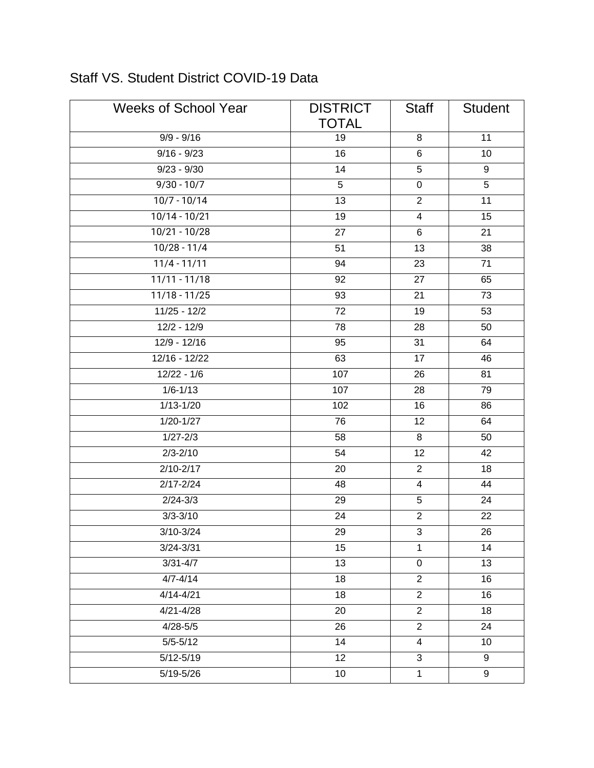Staff VS. Student District COVID-19 Data

| Weeks of School Year | DISTRICT TOTAL | Staff | Student |
|---|---|---|---|
| 9/9 - 9/16 | 19 | 8 | 11 |
| 9/16 - 9/23 | 16 | 6 | 10 |
| 9/23 - 9/30 | 14 | 5 | 9 |
| 9/30 - 10/7 | 5 | 0 | 5 |
| 10/7 - 10/14 | 13 | 2 | 11 |
| 10/14 - 10/21 | 19 | 4 | 15 |
| 10/21 - 10/28 | 27 | 6 | 21 |
| 10/28 - 11/4 | 51 | 13 | 38 |
| 11/4 - 11/11 | 94 | 23 | 71 |
| 11/11 - 11/18 | 92 | 27 | 65 |
| 11/18 - 11/25 | 93 | 21 | 73 |
| 11/25 - 12/2 | 72 | 19 | 53 |
| 12/2 - 12/9 | 78 | 28 | 50 |
| 12/9 - 12/16 | 95 | 31 | 64 |
| 12/16 - 12/22 | 63 | 17 | 46 |
| 12/22 - 1/6 | 107 | 26 | 81 |
| 1/6-1/13 | 107 | 28 | 79 |
| 1/13-1/20 | 102 | 16 | 86 |
| 1/20-1/27 | 76 | 12 | 64 |
| 1/27-2/3 | 58 | 8 | 50 |
| 2/3-2/10 | 54 | 12 | 42 |
| 2/10-2/17 | 20 | 2 | 18 |
| 2/17-2/24 | 48 | 4 | 44 |
| 2/24-3/3 | 29 | 5 | 24 |
| 3/3-3/10 | 24 | 2 | 22 |
| 3/10-3/24 | 29 | 3 | 26 |
| 3/24-3/31 | 15 | 1 | 14 |
| 3/31-4/7 | 13 | 0 | 13 |
| 4/7-4/14 | 18 | 2 | 16 |
| 4/14-4/21 | 18 | 2 | 16 |
| 4/21-4/28 | 20 | 2 | 18 |
| 4/28-5/5 | 26 | 2 | 24 |
| 5/5-5/12 | 14 | 4 | 10 |
| 5/12-5/19 | 12 | 3 | 9 |
| 5/19-5/26 | 10 | 1 | 9 |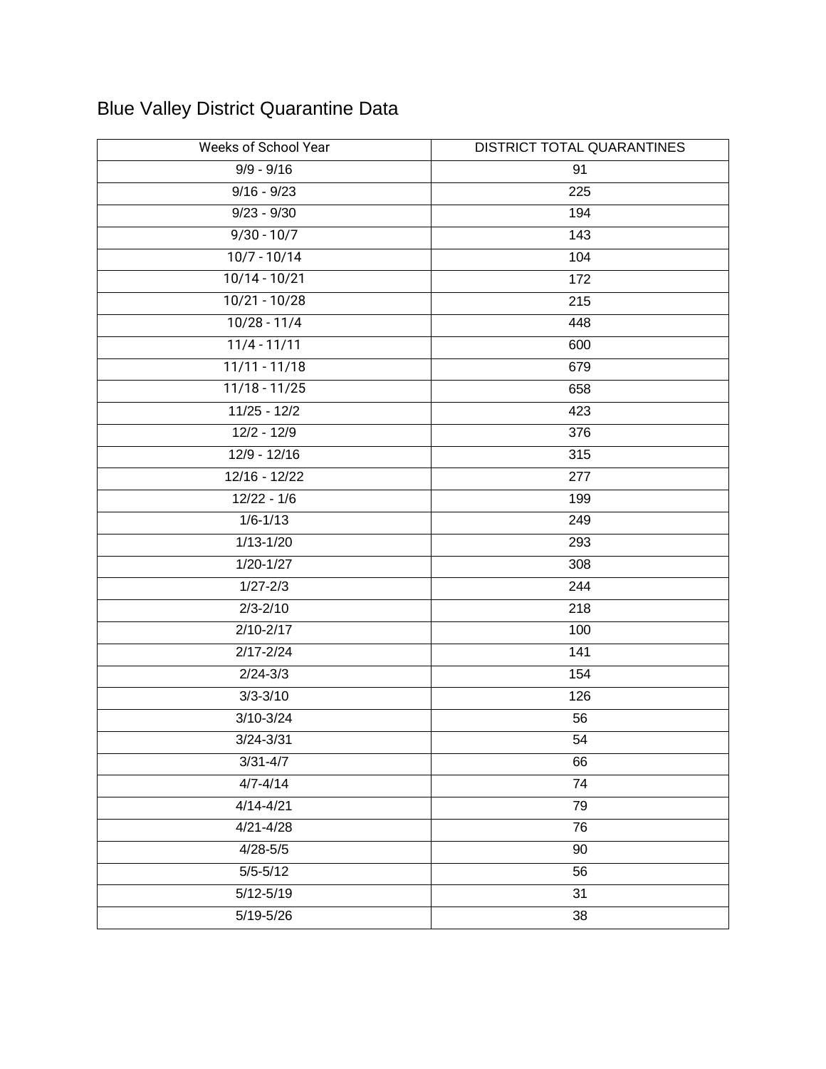# Blue Valley District Quarantine Data

| Weeks of School Year | DISTRICT TOTAL QUARANTINES |
|---|---|
| 9/9 - 9/16 | 91 |
| 9/16 - 9/23 | 225 |
| 9/23 - 9/30 | 194 |
| 9/30 - 10/7 | 143 |
| 10/7 - 10/14 | 104 |
| 10/14 - 10/21 | 172 |
| 10/21 - 10/28 | 215 |
| 10/28 - 11/4 | 448 |
| 11/4 - 11/11 | 600 |
| 11/11 - 11/18 | 679 |
| 11/18 - 11/25 | 658 |
| 11/25 - 12/2 | 423 |
| 12/2 - 12/9 | 376 |
| 12/9 - 12/16 | 315 |
| 12/16 - 12/22 | 277 |
| 12/22 - 1/6 | 199 |
| 1/6-1/13 | 249 |
| 1/13-1/20 | 293 |
| 1/20-1/27 | 308 |
| 1/27-2/3 | 244 |
| 2/3-2/10 | 218 |
| 2/10-2/17 | 100 |
| 2/17-2/24 | 141 |
| 2/24-3/3 | 154 |
| 3/3-3/10 | 126 |
| 3/10-3/24 | 56 |
| 3/24-3/31 | 54 |
| 3/31-4/7 | 66 |
| 4/7-4/14 | 74 |
| 4/14-4/21 | 79 |
| 4/21-4/28 | 76 |
| 4/28-5/5 | 90 |
| 5/5-5/12 | 56 |
| 5/12-5/19 | 31 |
| 5/19-5/26 | 38 |